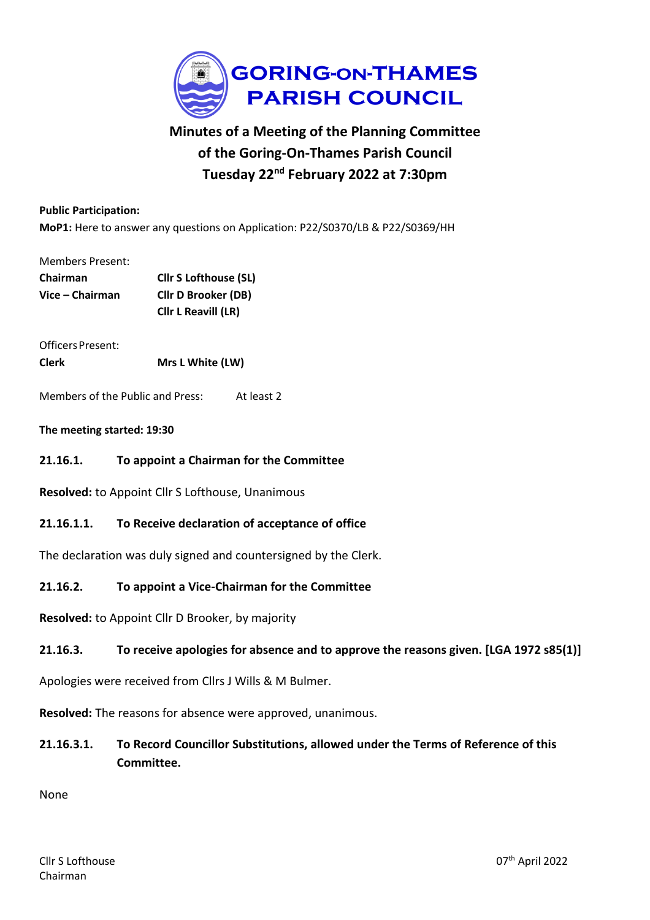# GORING-ON-THAMES PARISH COUNCIL

## Minutes of a Meeting of the Planning Committee of the Goring-On-Thames Parish Council Tuesday 22nd February 2022 at 7:30pm

**Public Participation:**

**MoP1:** Here to answer any questions on Application: P22/S0370/LB & P22/S0369/HH

Members Present:

| | |
|---|---|
| **Chairman** | **Cllr S Lofthouse (SL)** |
| **Vice – Chairman** | **Cllr D Brooker (DB)** |
| | **Cllr L Reavill (LR)** |

Officers Present:

| | |
|---|---|
| **Clerk** | **Mrs L White (LW)** |

Members of the Public and Press: At least 2

**The meeting started: 19:30**

### 21.16.1. To appoint a Chairman for the Committee

**Resolved:** to Appoint Cllr S Lofthouse, Unanimous

### 21.16.1.1. To Receive declaration of acceptance of office

The declaration was duly signed and countersigned by the Clerk.

### 21.16.2. To appoint a Vice-Chairman for the Committee

**Resolved:** to Appoint Cllr D Brooker, by majority

### 21.16.3. To receive apologies for absence and to approve the reasons given. [LGA 1972 s85(1)]

Apologies were received from Cllrs J Wills & M Bulmer.

**Resolved:** The reasons for absence were approved, unanimous.

### 21.16.3.1. To Record Councillor Substitutions, allowed under the Terms of Reference of this Committee.

None

Cllr S Lofthouse
Chairman

07th April 2022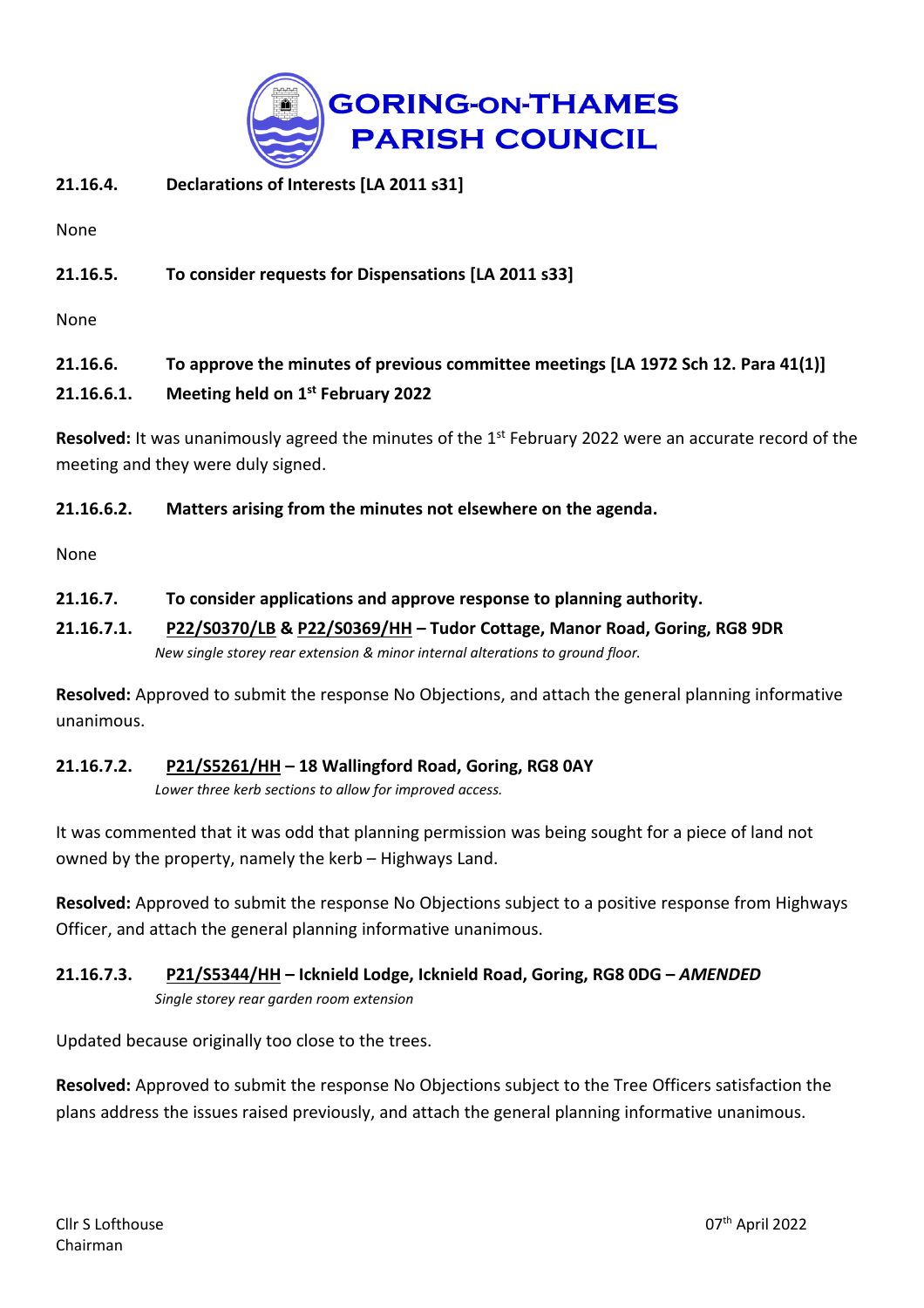**21.16.4. Declarations of Interests [LA 2011 s31]**

None

**21.16.5. To consider requests for Dispensations [LA 2011 s33]**

None

**21.16.6. To approve the minutes of previous committee meetings [LA 1972 Sch 12. Para 41(1)]**

**21.16.6.1. Meeting held on 1st February 2022**

**Resolved:** It was unanimously agreed the minutes of the 1st February 2022 were an accurate record of the meeting and they were duly signed.

**21.16.6.2. Matters arising from the minutes not elsewhere on the agenda.**

None

**21.16.7. To consider applications and approve response to planning authority.**

**21.16.7.1. P22/S0370/LB & P22/S0369/HH – Tudor Cottage, Manor Road, Goring, RG8 9DR**

*New single storey rear extension & minor internal alterations to ground floor.*

**Resolved:** Approved to submit the response No Objections, and attach the general planning informative unanimous.

**21.16.7.2. P21/S5261/HH – 18 Wallingford Road, Goring, RG8 0AY**

*Lower three kerb sections to allow for improved access.*

It was commented that it was odd that planning permission was being sought for a piece of land not owned by the property, namely the kerb – Highways Land.

**Resolved:** Approved to submit the response No Objections subject to a positive response from Highways Officer, and attach the general planning informative unanimous.

**21.16.7.3. P21/S5344/HH – Icknield Lodge, Icknield Road, Goring, RG8 0DG – *AMENDED***

*Single storey rear garden room extension*

Updated because originally too close to the trees.

**Resolved:** Approved to submit the response No Objections subject to the Tree Officers satisfaction the plans address the issues raised previously, and attach the general planning informative unanimous.

Cllr S Lofthouse
Chairman

07th April 2022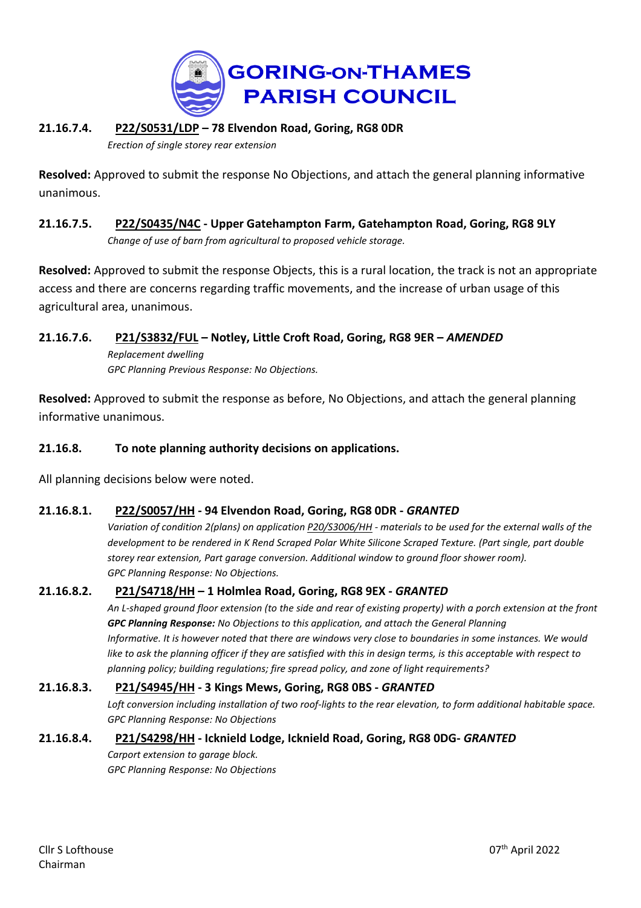#### 21.16.7.4. P22/S0531/LDP – 78 Elvendon Road, Goring, RG8 0DR

*Erection of single storey rear extension*

**Resolved:** Approved to submit the response No Objections, and attach the general planning informative unanimous.

#### 21.16.7.5. P22/S0435/N4C - Upper Gatehampton Farm, Gatehampton Road, Goring, RG8 9LY

*Change of use of barn from agricultural to proposed vehicle storage.*

**Resolved:** Approved to submit the response Objects, this is a rural location, the track is not an appropriate access and there are concerns regarding traffic movements, and the increase of urban usage of this agricultural area, unanimous.

#### 21.16.7.6. P21/S3832/FUL – Notley, Little Croft Road, Goring, RG8 9ER – *AMENDED*

*Replacement dwelling*
*GPC Planning Previous Response: No Objections.*

**Resolved:** Approved to submit the response as before, No Objections, and attach the general planning informative unanimous.

#### 21.16.8. To note planning authority decisions on applications.

All planning decisions below were noted.

#### 21.16.8.1. P22/S0057/HH - 94 Elvendon Road, Goring, RG8 0DR - *GRANTED*

*Variation of condition 2(plans) on application P20/S3006/HH - materials to be used for the external walls of the development to be rendered in K Rend Scraped Polar White Silicone Scraped Texture. (Part single, part double storey rear extension, Part garage conversion. Additional window to ground floor shower room).*
*GPC Planning Response: No Objections.*

#### 21.16.8.2. P21/S4718/HH – 1 Holmlea Road, Goring, RG8 9EX - *GRANTED*

*An L-shaped ground floor extension (to the side and rear of existing property) with a porch extension at the front*
***GPC Planning Response:*** *No Objections to this application, and attach the General Planning Informative. It is however noted that there are windows very close to boundaries in some instances. We would like to ask the planning officer if they are satisfied with this in design terms, is this acceptable with respect to planning policy; building regulations; fire spread policy, and zone of light requirements?*

#### 21.16.8.3. P21/S4945/HH - 3 Kings Mews, Goring, RG8 0BS - *GRANTED*

*Loft conversion including installation of two roof-lights to the rear elevation, to form additional habitable space.*
*GPC Planning Response: No Objections*

#### 21.16.8.4. P21/S4298/HH - Icknield Lodge, Icknield Road, Goring, RG8 0DG- *GRANTED*

*Carport extension to garage block.*
*GPC Planning Response: No Objections*

Cllr S Lofthouse
Chairman

07th April 2022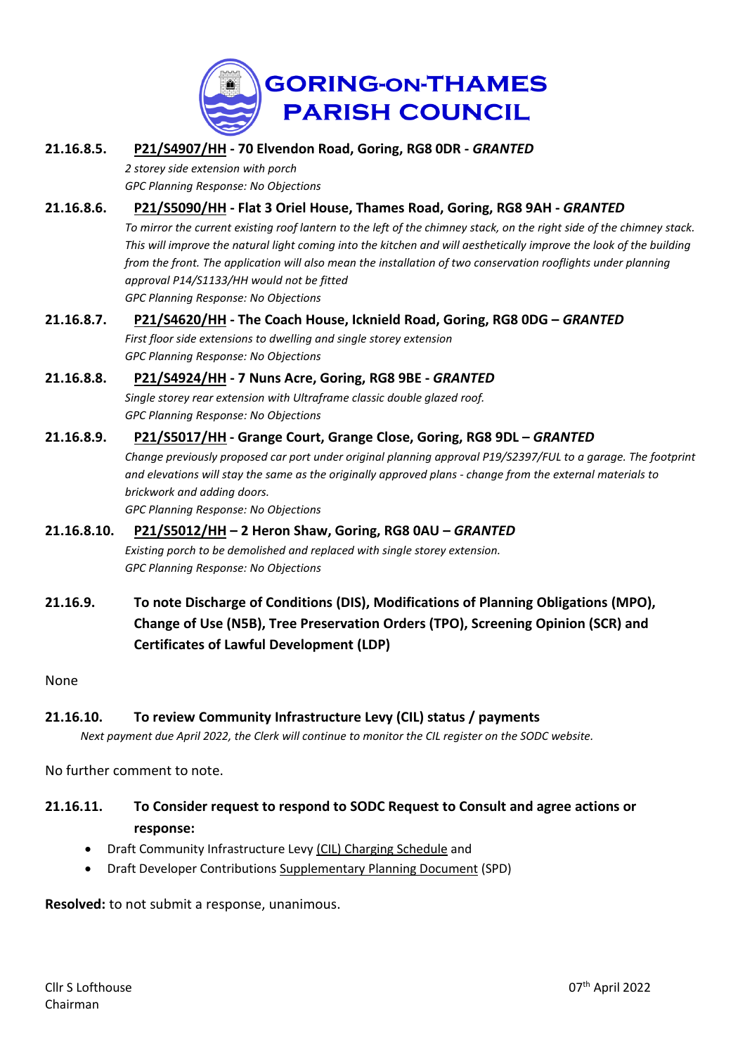# GORING-ON-THAMES PARISH COUNCIL

**21.16.8.5.** **P21/S4907/HH - 70 Elvendon Road, Goring, RG8 0DR - *GRANTED***

*2 storey side extension with porch*
*GPC Planning Response: No Objections*

**21.16.8.6.** **P21/S5090/HH - Flat 3 Oriel House, Thames Road, Goring, RG8 9AH - *GRANTED***

*To mirror the current existing roof lantern to the left of the chimney stack, on the right side of the chimney stack. This will improve the natural light coming into the kitchen and will aesthetically improve the look of the building from the front. The application will also mean the installation of two conservation rooflights under planning approval P14/S1133/HH would not be fitted*
*GPC Planning Response: No Objections*

**21.16.8.7.** **P21/S4620/HH - The Coach House, Icknield Road, Goring, RG8 0DG – *GRANTED***

*First floor side extensions to dwelling and single storey extension*
*GPC Planning Response: No Objections*

**21.16.8.8.** **P21/S4924/HH - 7 Nuns Acre, Goring, RG8 9BE - *GRANTED***

*Single storey rear extension with Ultraframe classic double glazed roof.*
*GPC Planning Response: No Objections*

**21.16.8.9.** **P21/S5017/HH - Grange Court, Grange Close, Goring, RG8 9DL – *GRANTED***

*Change previously proposed car port under original planning approval P19/S2397/FUL to a garage. The footprint and elevations will stay the same as the originally approved plans - change from the external materials to brickwork and adding doors.*
*GPC Planning Response: No Objections*

**21.16.8.10.** **P21/S5012/HH – 2 Heron Shaw, Goring, RG8 0AU – *GRANTED***

*Existing porch to be demolished and replaced with single storey extension.*
*GPC Planning Response: No Objections*

**21.16.9. To note Discharge of Conditions (DIS), Modifications of Planning Obligations (MPO), Change of Use (N5B), Tree Preservation Orders (TPO), Screening Opinion (SCR) and Certificates of Lawful Development (LDP)**

None

**21.16.10. To review Community Infrastructure Levy (CIL) status / payments**

*Next payment due April 2022, the Clerk will continue to monitor the CIL register on the SODC website.*

No further comment to note.

**21.16.11. To Consider request to respond to SODC Request to Consult and agree actions or response:**

- Draft Community Infrastructure Levy (CIL) Charging Schedule and
- Draft Developer Contributions Supplementary Planning Document (SPD)

**Resolved:** to not submit a response, unanimous.

Cllr S Lofthouse
Chairman

07th April 2022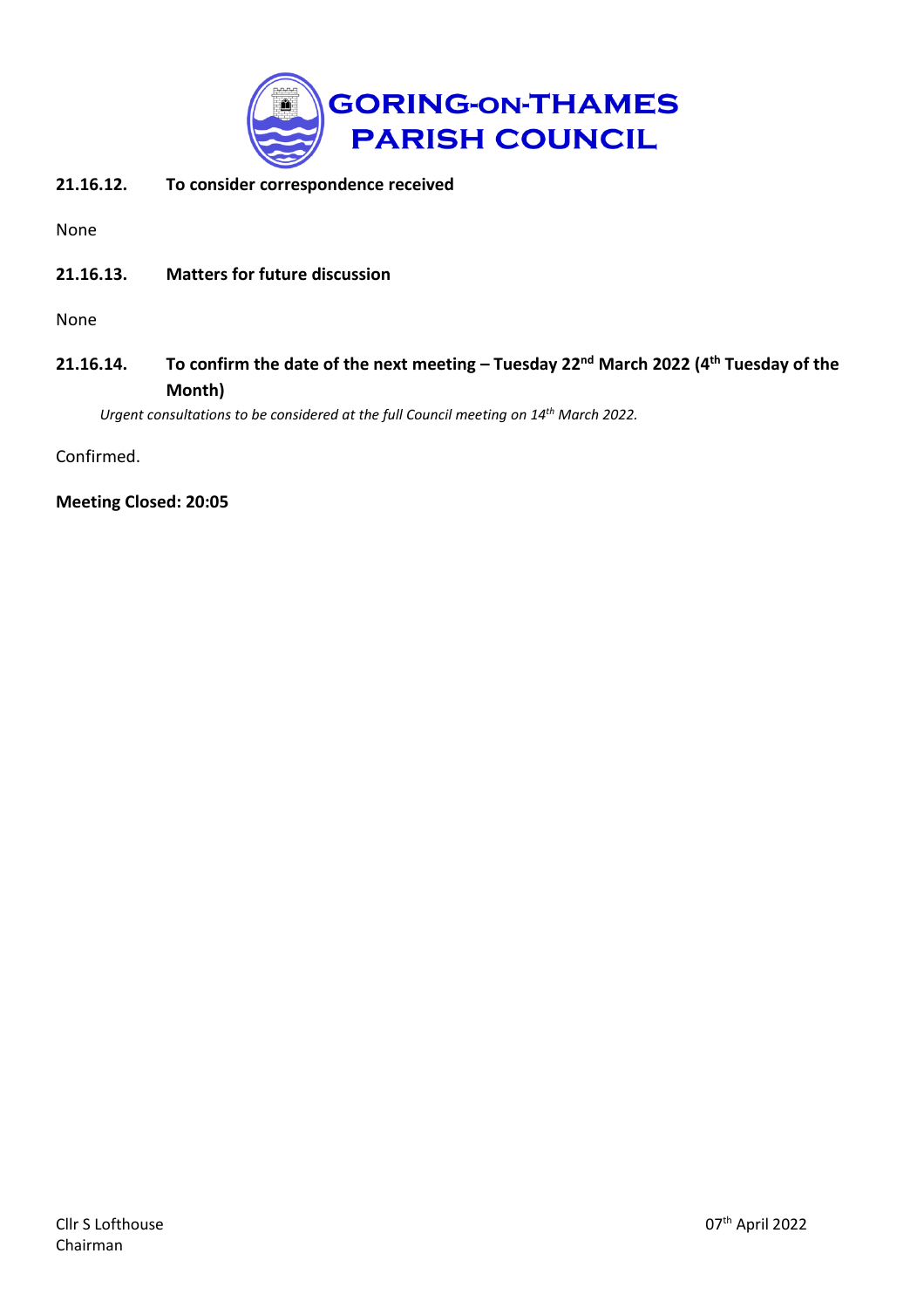**21.16.12. To consider correspondence received**

None

**21.16.13. Matters for future discussion**

None

**21.16.14. To confirm the date of the next meeting – Tuesday 22nd March 2022 (4th Tuesday of the Month)**

*Urgent consultations to be considered at the full Council meeting on 14th March 2022.*

Confirmed.

**Meeting Closed: 20:05**

Cllr S Lofthouse
Chairman

07th April 2022